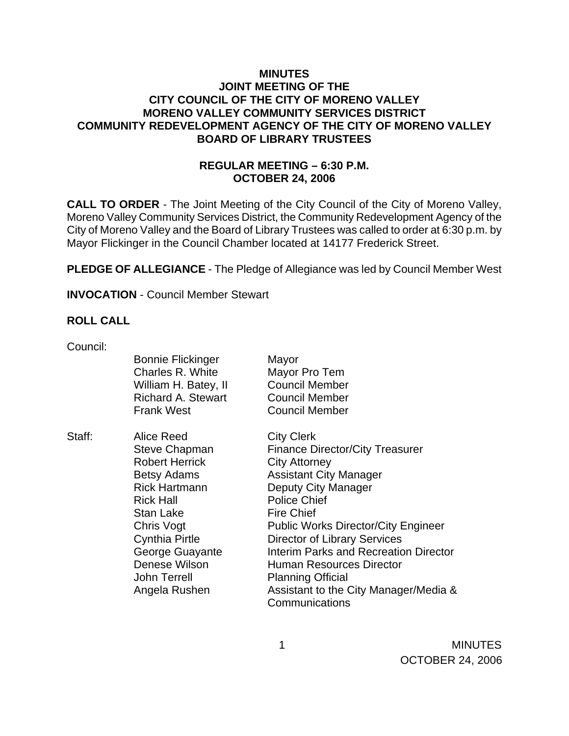# MINUTES
## JOINT MEETING OF THE
## CITY COUNCIL OF THE CITY OF MORENO VALLEY
## MORENO VALLEY COMMUNITY SERVICES DISTRICT
## COMMUNITY REDEVELOPMENT AGENCY OF THE CITY OF MORENO VALLEY
## BOARD OF LIBRARY TRUSTEES

### REGULAR MEETING – 6:30 P.M.
### OCTOBER 24, 2006

**CALL TO ORDER** - The Joint Meeting of the City Council of the City of Moreno Valley, Moreno Valley Community Services District, the Community Redevelopment Agency of the City of Moreno Valley and the Board of Library Trustees was called to order at 6:30 p.m. by Mayor Flickinger in the Council Chamber located at 14177 Frederick Street.

**PLEDGE OF ALLEGIANCE** - The Pledge of Allegiance was led by Council Member West

**INVOCATION** - Council Member Stewart

**ROLL CALL**

| | | |
|---|---|---|
| Council: | Bonnie Flickinger | Mayor |
| | Charles R. White | Mayor Pro Tem |
| | William H. Batey, II | Council Member |
| | Richard A. Stewart | Council Member |
| | Frank West | Council Member |
| Staff: | Alice Reed | City Clerk |
| | Steve Chapman | Finance Director/City Treasurer |
| | Robert Herrick | City Attorney |
| | Betsy Adams | Assistant City Manager |
| | Rick Hartmann | Deputy City Manager |
| | Rick Hall | Police Chief |
| | Stan Lake | Fire Chief |
| | Chris Vogt | Public Works Director/City Engineer |
| | Cynthia Pirtle | Director of Library Services |
| | George Guayante | Interim Parks and Recreation Director |
| | Denese Wilson | Human Resources Director |
| | John Terrell | Planning Official |
| | Angela Rushen | Assistant to the City Manager/Media & Communications |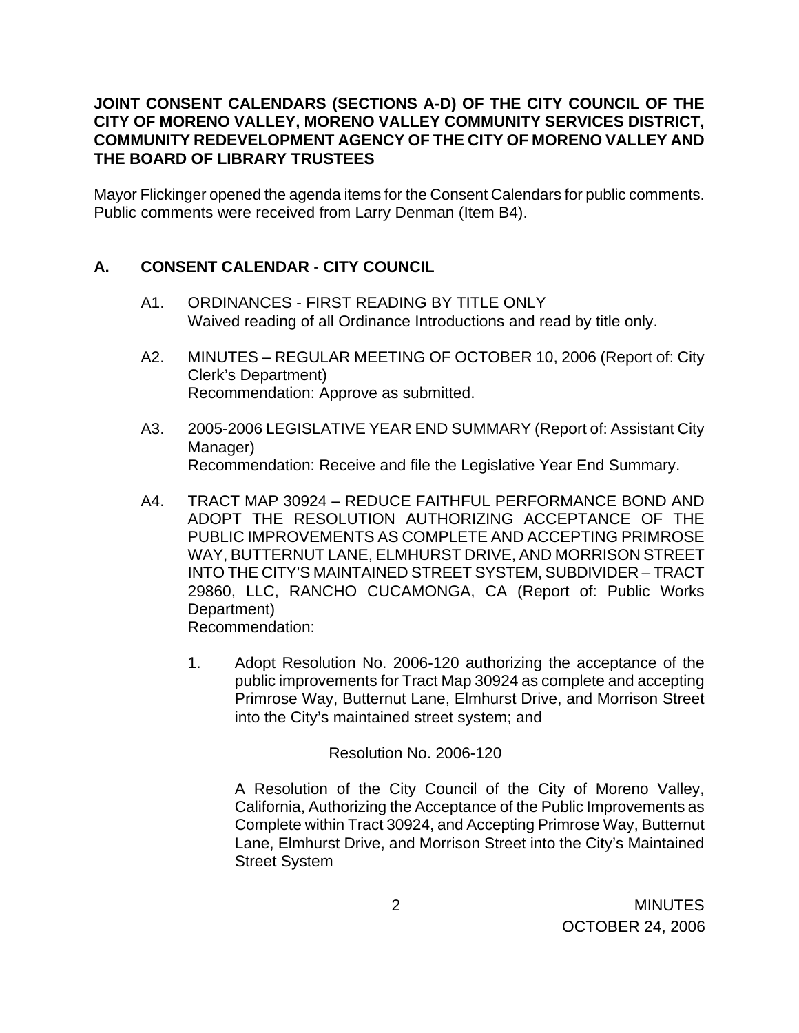**JOINT CONSENT CALENDARS (SECTIONS A-D) OF THE CITY COUNCIL OF THE CITY OF MORENO VALLEY, MORENO VALLEY COMMUNITY SERVICES DISTRICT, COMMUNITY REDEVELOPMENT AGENCY OF THE CITY OF MORENO VALLEY AND THE BOARD OF LIBRARY TRUSTEES**

Mayor Flickinger opened the agenda items for the Consent Calendars for public comments. Public comments were received from Larry Denman (Item B4).

## A. CONSENT CALENDAR - CITY COUNCIL

A1. ORDINANCES - FIRST READING BY TITLE ONLY
Waived reading of all Ordinance Introductions and read by title only.

A2. MINUTES – REGULAR MEETING OF OCTOBER 10, 2006 (Report of: City Clerk's Department)
Recommendation: Approve as submitted.

A3. 2005-2006 LEGISLATIVE YEAR END SUMMARY (Report of: Assistant City Manager)
Recommendation: Receive and file the Legislative Year End Summary.

A4. TRACT MAP 30924 – REDUCE FAITHFUL PERFORMANCE BOND AND ADOPT THE RESOLUTION AUTHORIZING ACCEPTANCE OF THE PUBLIC IMPROVEMENTS AS COMPLETE AND ACCEPTING PRIMROSE WAY, BUTTERNUT LANE, ELMHURST DRIVE, AND MORRISON STREET INTO THE CITY'S MAINTAINED STREET SYSTEM, SUBDIVIDER – TRACT 29860, LLC, RANCHO CUCAMONGA, CA (Report of: Public Works Department)
Recommendation:

1. Adopt Resolution No. 2006-120 authorizing the acceptance of the public improvements for Tract Map 30924 as complete and accepting Primrose Way, Butternut Lane, Elmhurst Drive, and Morrison Street into the City's maintained street system; and

   Resolution No. 2006-120

   A Resolution of the City Council of the City of Moreno Valley, California, Authorizing the Acceptance of the Public Improvements as Complete within Tract 30924, and Accepting Primrose Way, Butternut Lane, Elmhurst Drive, and Morrison Street into the City's Maintained Street System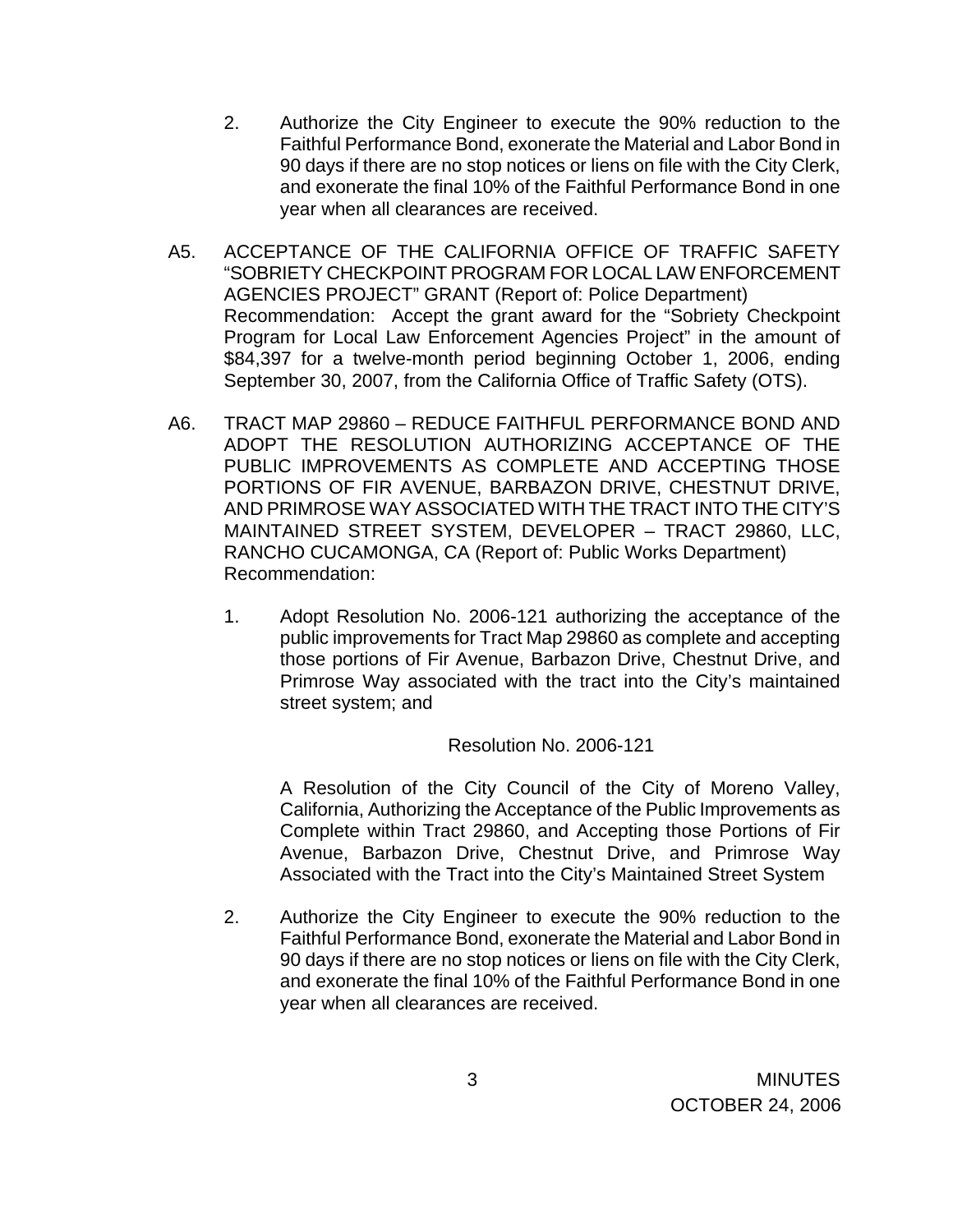2. Authorize the City Engineer to execute the 90% reduction to the Faithful Performance Bond, exonerate the Material and Labor Bond in 90 days if there are no stop notices or liens on file with the City Clerk, and exonerate the final 10% of the Faithful Performance Bond in one year when all clearances are received.

A5. ACCEPTANCE OF THE CALIFORNIA OFFICE OF TRAFFIC SAFETY "SOBRIETY CHECKPOINT PROGRAM FOR LOCAL LAW ENFORCEMENT AGENCIES PROJECT" GRANT (Report of: Police Department)
Recommendation: Accept the grant award for the "Sobriety Checkpoint Program for Local Law Enforcement Agencies Project" in the amount of $84,397 for a twelve-month period beginning October 1, 2006, ending September 30, 2007, from the California Office of Traffic Safety (OTS).

A6. TRACT MAP 29860 – REDUCE FAITHFUL PERFORMANCE BOND AND ADOPT THE RESOLUTION AUTHORIZING ACCEPTANCE OF THE PUBLIC IMPROVEMENTS AS COMPLETE AND ACCEPTING THOSE PORTIONS OF FIR AVENUE, BARBAZON DRIVE, CHESTNUT DRIVE, AND PRIMROSE WAY ASSOCIATED WITH THE TRACT INTO THE CITY'S MAINTAINED STREET SYSTEM, DEVELOPER – TRACT 29860, LLC, RANCHO CUCAMONGA, CA (Report of: Public Works Department)
Recommendation:

1. Adopt Resolution No. 2006-121 authorizing the acceptance of the public improvements for Tract Map 29860 as complete and accepting those portions of Fir Avenue, Barbazon Drive, Chestnut Drive, and Primrose Way associated with the tract into the City's maintained street system; and

   Resolution No. 2006-121

   A Resolution of the City Council of the City of Moreno Valley, California, Authorizing the Acceptance of the Public Improvements as Complete within Tract 29860, and Accepting those Portions of Fir Avenue, Barbazon Drive, Chestnut Drive, and Primrose Way Associated with the Tract into the City's Maintained Street System

2. Authorize the City Engineer to execute the 90% reduction to the Faithful Performance Bond, exonerate the Material and Labor Bond in 90 days if there are no stop notices or liens on file with the City Clerk, and exonerate the final 10% of the Faithful Performance Bond in one year when all clearances are received.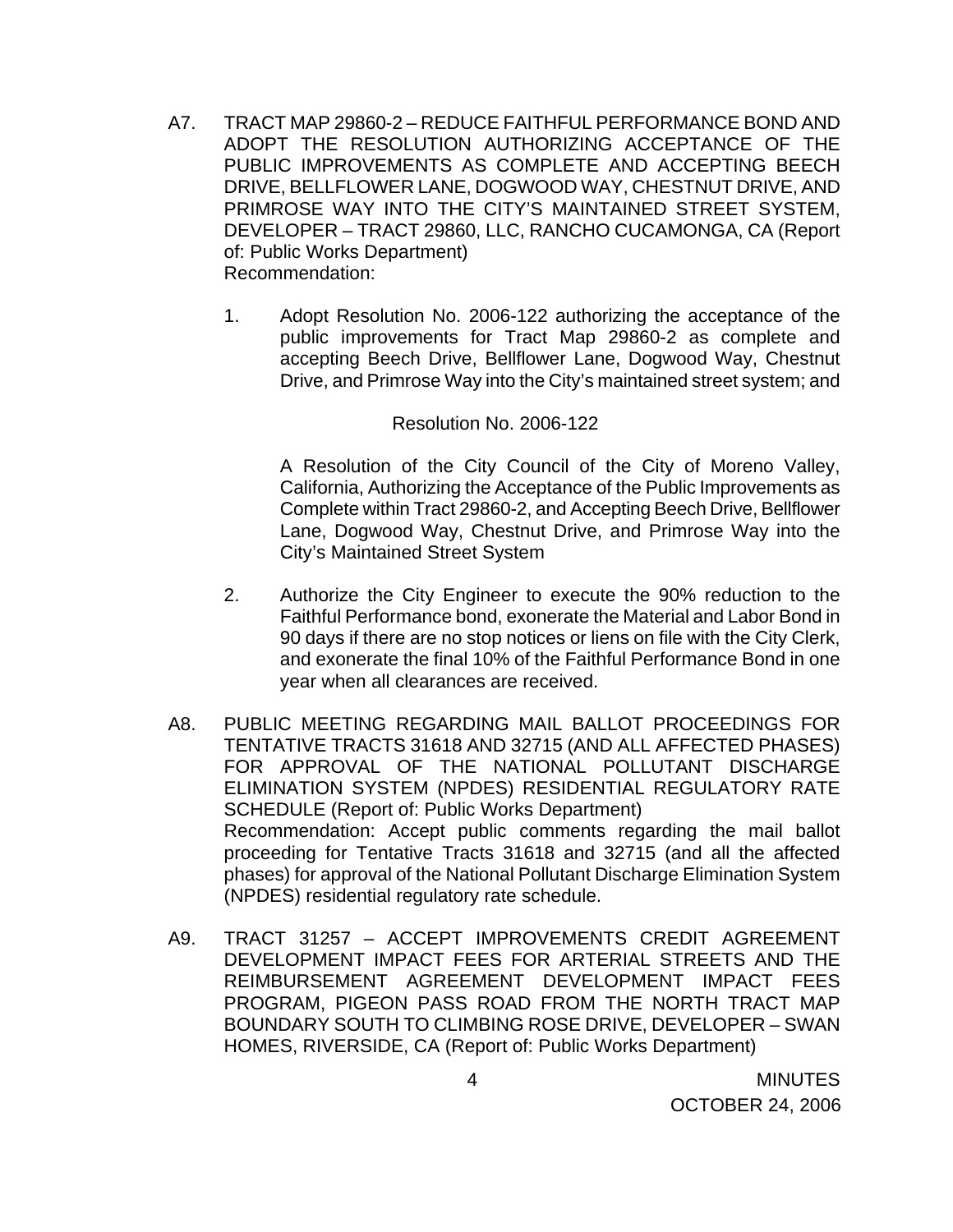A7. TRACT MAP 29860-2 – REDUCE FAITHFUL PERFORMANCE BOND AND ADOPT THE RESOLUTION AUTHORIZING ACCEPTANCE OF THE PUBLIC IMPROVEMENTS AS COMPLETE AND ACCEPTING BEECH DRIVE, BELLFLOWER LANE, DOGWOOD WAY, CHESTNUT DRIVE, AND PRIMROSE WAY INTO THE CITY'S MAINTAINED STREET SYSTEM, DEVELOPER – TRACT 29860, LLC, RANCHO CUCAMONGA, CA (Report of: Public Works Department)
Recommendation:

1. Adopt Resolution No. 2006-122 authorizing the acceptance of the public improvements for Tract Map 29860-2 as complete and accepting Beech Drive, Bellflower Lane, Dogwood Way, Chestnut Drive, and Primrose Way into the City's maintained street system; and

   Resolution No. 2006-122

   A Resolution of the City Council of the City of Moreno Valley, California, Authorizing the Acceptance of the Public Improvements as Complete within Tract 29860-2, and Accepting Beech Drive, Bellflower Lane, Dogwood Way, Chestnut Drive, and Primrose Way into the City's Maintained Street System

2. Authorize the City Engineer to execute the 90% reduction to the Faithful Performance bond, exonerate the Material and Labor Bond in 90 days if there are no stop notices or liens on file with the City Clerk, and exonerate the final 10% of the Faithful Performance Bond in one year when all clearances are received.

A8. PUBLIC MEETING REGARDING MAIL BALLOT PROCEEDINGS FOR TENTATIVE TRACTS 31618 AND 32715 (AND ALL AFFECTED PHASES) FOR APPROVAL OF THE NATIONAL POLLUTANT DISCHARGE ELIMINATION SYSTEM (NPDES) RESIDENTIAL REGULATORY RATE SCHEDULE (Report of: Public Works Department)
Recommendation: Accept public comments regarding the mail ballot proceeding for Tentative Tracts 31618 and 32715 (and all the affected phases) for approval of the National Pollutant Discharge Elimination System (NPDES) residential regulatory rate schedule.

A9. TRACT 31257 – ACCEPT IMPROVEMENTS CREDIT AGREEMENT DEVELOPMENT IMPACT FEES FOR ARTERIAL STREETS AND THE REIMBURSEMENT AGREEMENT DEVELOPMENT IMPACT FEES PROGRAM, PIGEON PASS ROAD FROM THE NORTH TRACT MAP BOUNDARY SOUTH TO CLIMBING ROSE DRIVE, DEVELOPER – SWAN HOMES, RIVERSIDE, CA (Report of: Public Works Department)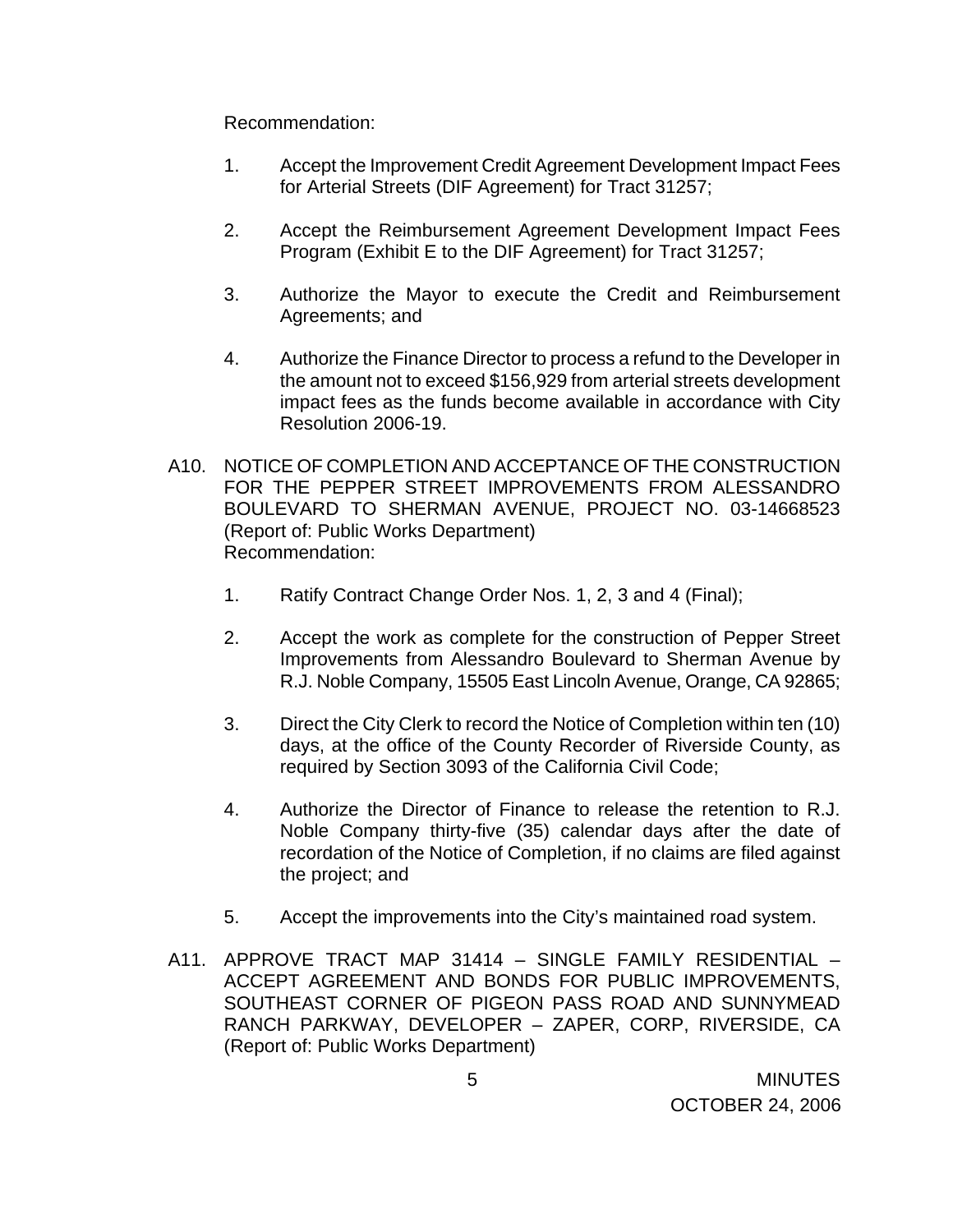Recommendation:

1. Accept the Improvement Credit Agreement Development Impact Fees for Arterial Streets (DIF Agreement) for Tract 31257;

2. Accept the Reimbursement Agreement Development Impact Fees Program (Exhibit E to the DIF Agreement) for Tract 31257;

3. Authorize the Mayor to execute the Credit and Reimbursement Agreements; and

4. Authorize the Finance Director to process a refund to the Developer in the amount not to exceed $156,929 from arterial streets development impact fees as the funds become available in accordance with City Resolution 2006-19.

A10. NOTICE OF COMPLETION AND ACCEPTANCE OF THE CONSTRUCTION FOR THE PEPPER STREET IMPROVEMENTS FROM ALESSANDRO BOULEVARD TO SHERMAN AVENUE, PROJECT NO. 03-14668523 (Report of: Public Works Department)
Recommendation:

1. Ratify Contract Change Order Nos. 1, 2, 3 and 4 (Final);

2. Accept the work as complete for the construction of Pepper Street Improvements from Alessandro Boulevard to Sherman Avenue by R.J. Noble Company, 15505 East Lincoln Avenue, Orange, CA 92865;

3. Direct the City Clerk to record the Notice of Completion within ten (10) days, at the office of the County Recorder of Riverside County, as required by Section 3093 of the California Civil Code;

4. Authorize the Director of Finance to release the retention to R.J. Noble Company thirty-five (35) calendar days after the date of recordation of the Notice of Completion, if no claims are filed against the project; and

5. Accept the improvements into the City's maintained road system.

A11. APPROVE TRACT MAP 31414 – SINGLE FAMILY RESIDENTIAL – ACCEPT AGREEMENT AND BONDS FOR PUBLIC IMPROVEMENTS, SOUTHEAST CORNER OF PIGEON PASS ROAD AND SUNNYMEAD RANCH PARKWAY, DEVELOPER – ZAPER, CORP, RIVERSIDE, CA (Report of: Public Works Department)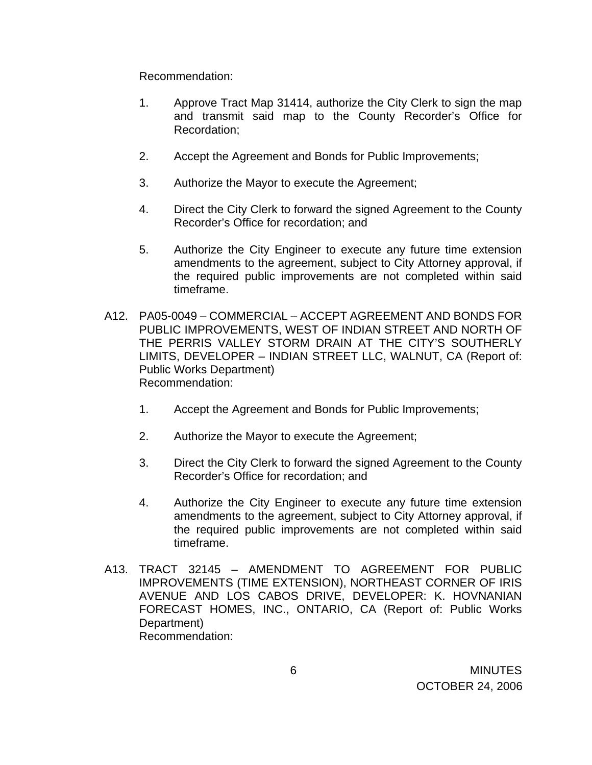Recommendation:

1. Approve Tract Map 31414, authorize the City Clerk to sign the map and transmit said map to the County Recorder's Office for Recordation;

2. Accept the Agreement and Bonds for Public Improvements;

3. Authorize the Mayor to execute the Agreement;

4. Direct the City Clerk to forward the signed Agreement to the County Recorder's Office for recordation; and

5. Authorize the City Engineer to execute any future time extension amendments to the agreement, subject to City Attorney approval, if the required public improvements are not completed within said timeframe.

A12. PA05-0049 – COMMERCIAL – ACCEPT AGREEMENT AND BONDS FOR PUBLIC IMPROVEMENTS, WEST OF INDIAN STREET AND NORTH OF THE PERRIS VALLEY STORM DRAIN AT THE CITY'S SOUTHERLY LIMITS, DEVELOPER – INDIAN STREET LLC, WALNUT, CA (Report of: Public Works Department)
Recommendation:

1. Accept the Agreement and Bonds for Public Improvements;

2. Authorize the Mayor to execute the Agreement;

3. Direct the City Clerk to forward the signed Agreement to the County Recorder's Office for recordation; and

4. Authorize the City Engineer to execute any future time extension amendments to the agreement, subject to City Attorney approval, if the required public improvements are not completed within said timeframe.

A13. TRACT 32145 – AMENDMENT TO AGREEMENT FOR PUBLIC IMPROVEMENTS (TIME EXTENSION), NORTHEAST CORNER OF IRIS AVENUE AND LOS CABOS DRIVE, DEVELOPER: K. HOVNANIAN FORECAST HOMES, INC., ONTARIO, CA (Report of: Public Works Department)
Recommendation: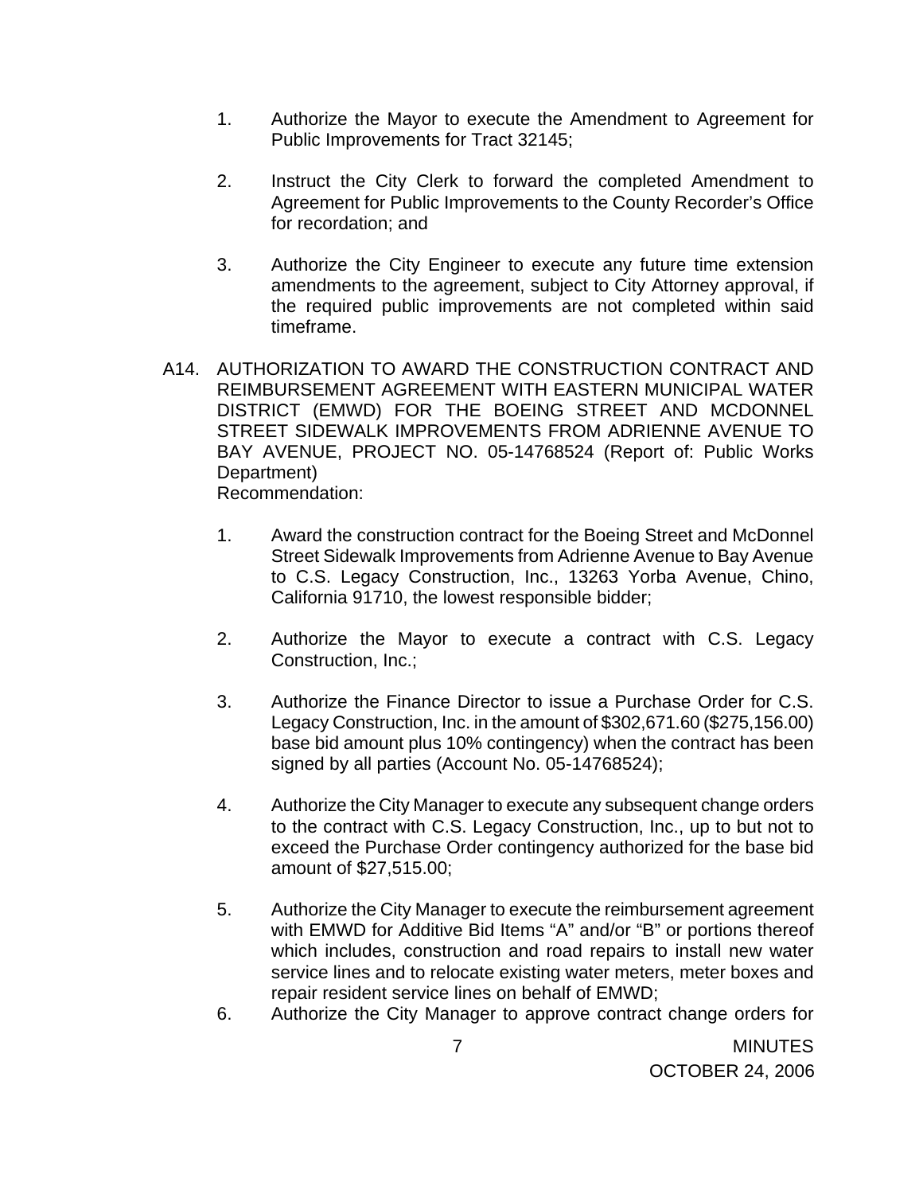1. Authorize the Mayor to execute the Amendment to Agreement for Public Improvements for Tract 32145;

2. Instruct the City Clerk to forward the completed Amendment to Agreement for Public Improvements to the County Recorder's Office for recordation; and

3. Authorize the City Engineer to execute any future time extension amendments to the agreement, subject to City Attorney approval, if the required public improvements are not completed within said timeframe.

A14. AUTHORIZATION TO AWARD THE CONSTRUCTION CONTRACT AND REIMBURSEMENT AGREEMENT WITH EASTERN MUNICIPAL WATER DISTRICT (EMWD) FOR THE BOEING STREET AND MCDONNEL STREET SIDEWALK IMPROVEMENTS FROM ADRIENNE AVENUE TO BAY AVENUE, PROJECT NO. 05-14768524 (Report of: Public Works Department)
Recommendation:

1. Award the construction contract for the Boeing Street and McDonnel Street Sidewalk Improvements from Adrienne Avenue to Bay Avenue to C.S. Legacy Construction, Inc., 13263 Yorba Avenue, Chino, California 91710, the lowest responsible bidder;

2. Authorize the Mayor to execute a contract with C.S. Legacy Construction, Inc.;

3. Authorize the Finance Director to issue a Purchase Order for C.S. Legacy Construction, Inc. in the amount of $302,671.60 ($275,156.00) base bid amount plus 10% contingency) when the contract has been signed by all parties (Account No. 05-14768524);

4. Authorize the City Manager to execute any subsequent change orders to the contract with C.S. Legacy Construction, Inc., up to but not to exceed the Purchase Order contingency authorized for the base bid amount of $27,515.00;

5. Authorize the City Manager to execute the reimbursement agreement with EMWD for Additive Bid Items "A" and/or "B" or portions thereof which includes, construction and road repairs to install new water service lines and to relocate existing water meters, meter boxes and repair resident service lines on behalf of EMWD;

6. Authorize the City Manager to approve contract change orders for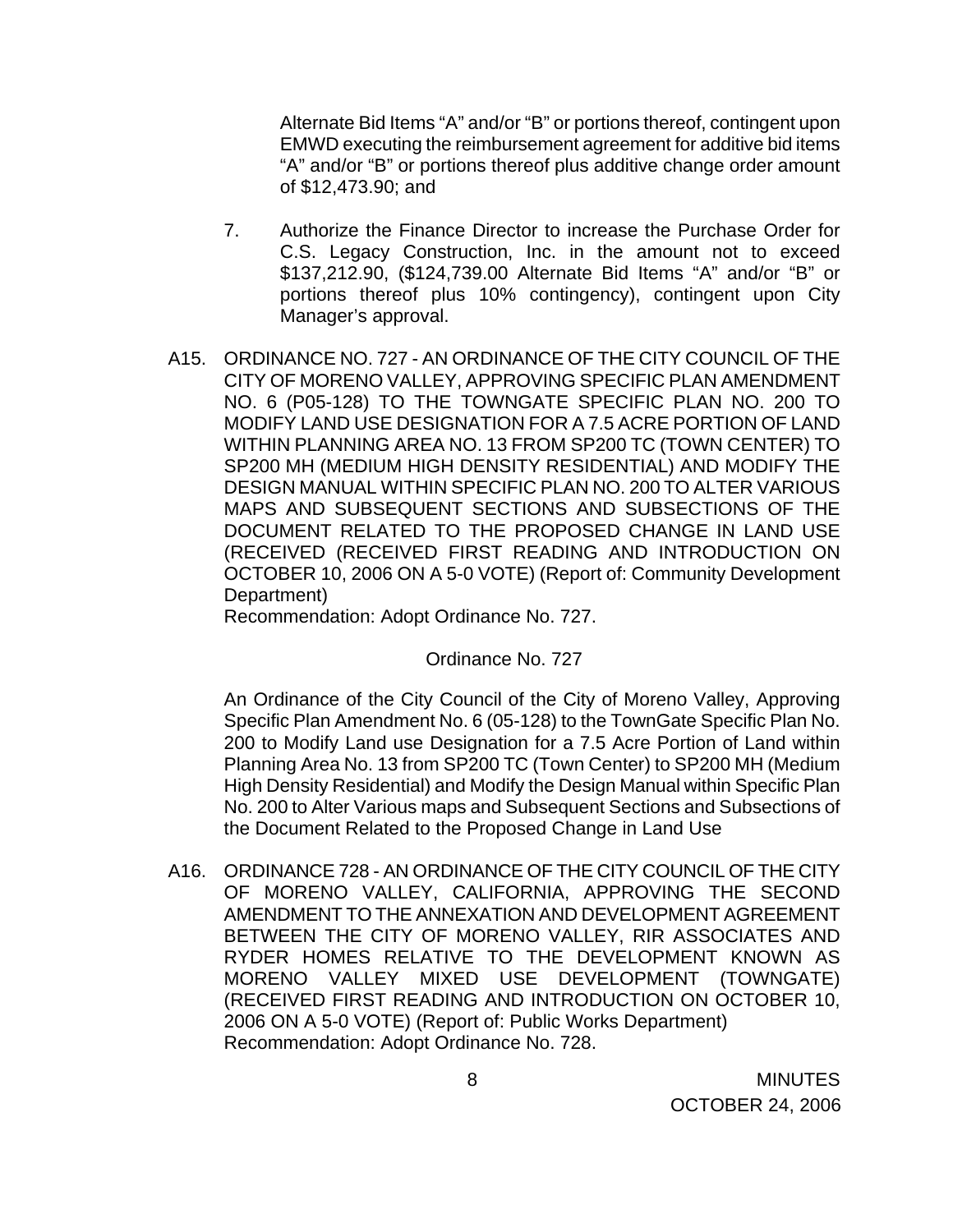Alternate Bid Items "A" and/or "B" or portions thereof, contingent upon EMWD executing the reimbursement agreement for additive bid items "A" and/or "B" or portions thereof plus additive change order amount of $12,473.90; and

7. Authorize the Finance Director to increase the Purchase Order for C.S. Legacy Construction, Inc. in the amount not to exceed $137,212.90, ($124,739.00 Alternate Bid Items "A" and/or "B" or portions thereof plus 10% contingency), contingent upon City Manager's approval.

A15. ORDINANCE NO. 727 - AN ORDINANCE OF THE CITY COUNCIL OF THE CITY OF MORENO VALLEY, APPROVING SPECIFIC PLAN AMENDMENT NO. 6 (P05-128) TO THE TOWNGATE SPECIFIC PLAN NO. 200 TO MODIFY LAND USE DESIGNATION FOR A 7.5 ACRE PORTION OF LAND WITHIN PLANNING AREA NO. 13 FROM SP200 TC (TOWN CENTER) TO SP200 MH (MEDIUM HIGH DENSITY RESIDENTIAL) AND MODIFY THE DESIGN MANUAL WITHIN SPECIFIC PLAN NO. 200 TO ALTER VARIOUS MAPS AND SUBSEQUENT SECTIONS AND SUBSECTIONS OF THE DOCUMENT RELATED TO THE PROPOSED CHANGE IN LAND USE (RECEIVED (RECEIVED FIRST READING AND INTRODUCTION ON OCTOBER 10, 2006 ON A 5-0 VOTE) (Report of: Community Development Department)
Recommendation: Adopt Ordinance No. 727.

Ordinance No. 727

An Ordinance of the City Council of the City of Moreno Valley, Approving Specific Plan Amendment No. 6 (05-128) to the TownGate Specific Plan No. 200 to Modify Land use Designation for a 7.5 Acre Portion of Land within Planning Area No. 13 from SP200 TC (Town Center) to SP200 MH (Medium High Density Residential) and Modify the Design Manual within Specific Plan No. 200 to Alter Various maps and Subsequent Sections and Subsections of the Document Related to the Proposed Change in Land Use

A16. ORDINANCE 728 - AN ORDINANCE OF THE CITY COUNCIL OF THE CITY OF MORENO VALLEY, CALIFORNIA, APPROVING THE SECOND AMENDMENT TO THE ANNEXATION AND DEVELOPMENT AGREEMENT BETWEEN THE CITY OF MORENO VALLEY, RIR ASSOCIATES AND RYDER HOMES RELATIVE TO THE DEVELOPMENT KNOWN AS MORENO VALLEY MIXED USE DEVELOPMENT (TOWNGATE) (RECEIVED FIRST READING AND INTRODUCTION ON OCTOBER 10, 2006 ON A 5-0 VOTE) (Report of: Public Works Department)
Recommendation: Adopt Ordinance No. 728.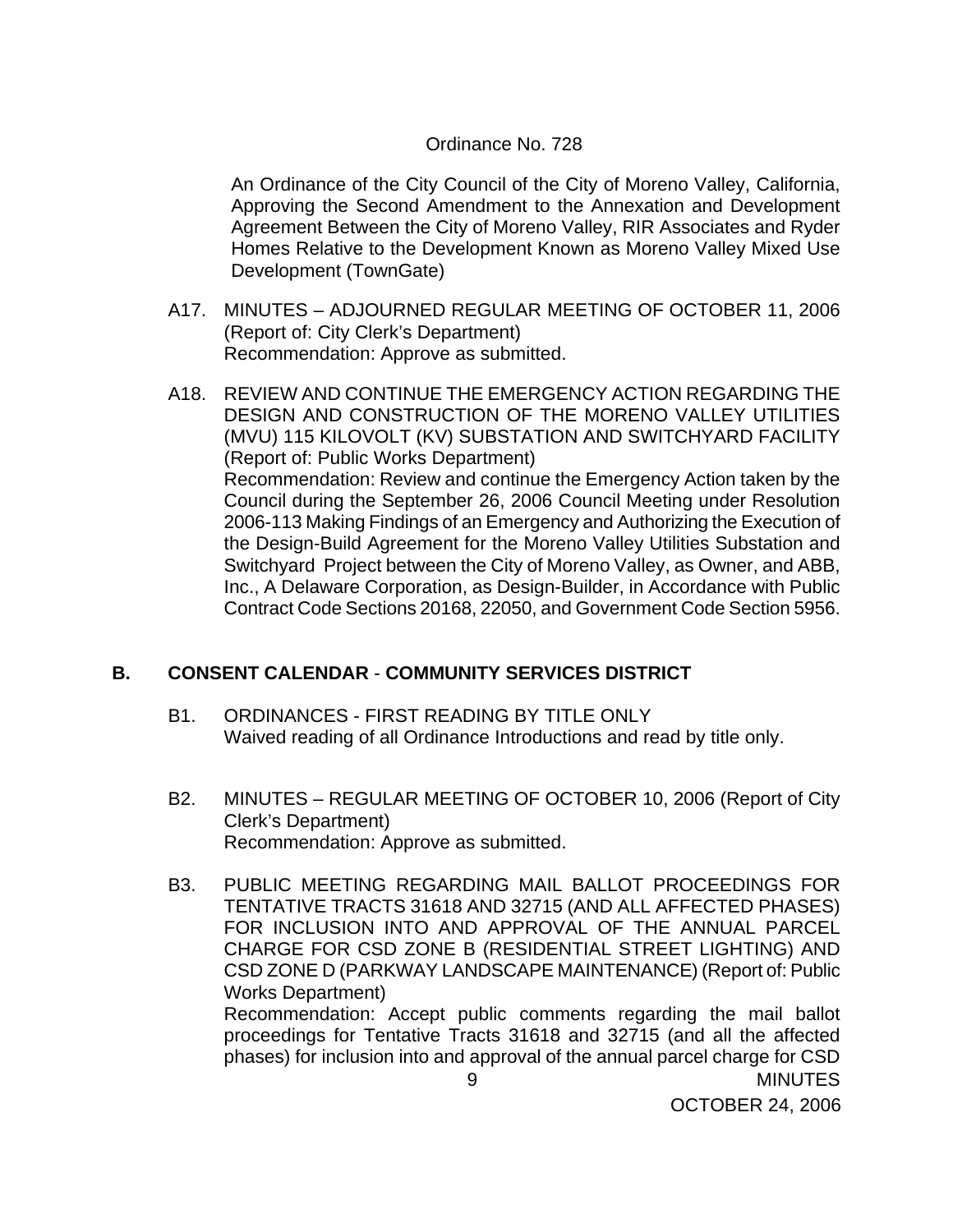Ordinance No. 728

An Ordinance of the City Council of the City of Moreno Valley, California, Approving the Second Amendment to the Annexation and Development Agreement Between the City of Moreno Valley, RIR Associates and Ryder Homes Relative to the Development Known as Moreno Valley Mixed Use Development (TownGate)

A17. MINUTES – ADJOURNED REGULAR MEETING OF OCTOBER 11, 2006 (Report of: City Clerk's Department)
Recommendation: Approve as submitted.

A18. REVIEW AND CONTINUE THE EMERGENCY ACTION REGARDING THE DESIGN AND CONSTRUCTION OF THE MORENO VALLEY UTILITIES (MVU) 115 KILOVOLT (KV) SUBSTATION AND SWITCHYARD FACILITY (Report of: Public Works Department)
Recommendation: Review and continue the Emergency Action taken by the Council during the September 26, 2006 Council Meeting under Resolution 2006-113 Making Findings of an Emergency and Authorizing the Execution of the Design-Build Agreement for the Moreno Valley Utilities Substation and Switchyard Project between the City of Moreno Valley, as Owner, and ABB, Inc., A Delaware Corporation, as Design-Builder, in Accordance with Public Contract Code Sections 20168, 22050, and Government Code Section 5956.

## B. CONSENT CALENDAR - COMMUNITY SERVICES DISTRICT

B1. ORDINANCES - FIRST READING BY TITLE ONLY
Waived reading of all Ordinance Introductions and read by title only.

B2. MINUTES – REGULAR MEETING OF OCTOBER 10, 2006 (Report of City Clerk's Department)
Recommendation: Approve as submitted.

B3. PUBLIC MEETING REGARDING MAIL BALLOT PROCEEDINGS FOR TENTATIVE TRACTS 31618 AND 32715 (AND ALL AFFECTED PHASES) FOR INCLUSION INTO AND APPROVAL OF THE ANNUAL PARCEL CHARGE FOR CSD ZONE B (RESIDENTIAL STREET LIGHTING) AND CSD ZONE D (PARKWAY LANDSCAPE MAINTENANCE) (Report of: Public Works Department)
Recommendation: Accept public comments regarding the mail ballot proceedings for Tentative Tracts 31618 and 32715 (and all the affected phases) for inclusion into and approval of the annual parcel charge for CSD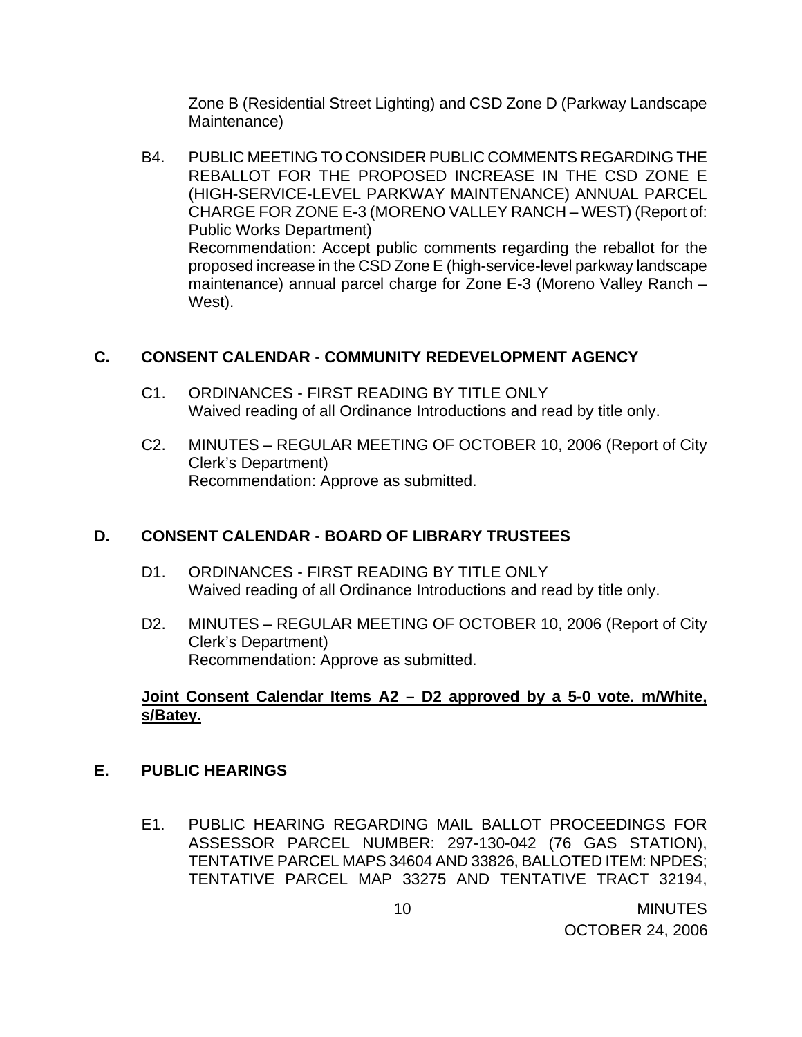Zone B (Residential Street Lighting) and CSD Zone D (Parkway Landscape Maintenance)

B4. PUBLIC MEETING TO CONSIDER PUBLIC COMMENTS REGARDING THE REBALLOT FOR THE PROPOSED INCREASE IN THE CSD ZONE E (HIGH-SERVICE-LEVEL PARKWAY MAINTENANCE) ANNUAL PARCEL CHARGE FOR ZONE E-3 (MORENO VALLEY RANCH – WEST) (Report of: Public Works Department)
Recommendation: Accept public comments regarding the reballot for the proposed increase in the CSD Zone E (high-service-level parkway landscape maintenance) annual parcel charge for Zone E-3 (Moreno Valley Ranch – West).

## C. CONSENT CALENDAR - COMMUNITY REDEVELOPMENT AGENCY

C1. ORDINANCES - FIRST READING BY TITLE ONLY
Waived reading of all Ordinance Introductions and read by title only.

C2. MINUTES – REGULAR MEETING OF OCTOBER 10, 2006 (Report of City Clerk's Department)
Recommendation: Approve as submitted.

## D. CONSENT CALENDAR - BOARD OF LIBRARY TRUSTEES

D1. ORDINANCES - FIRST READING BY TITLE ONLY
Waived reading of all Ordinance Introductions and read by title only.

D2. MINUTES – REGULAR MEETING OF OCTOBER 10, 2006 (Report of City Clerk's Department)
Recommendation: Approve as submitted.

**Joint Consent Calendar Items A2 – D2 approved by a 5-0 vote. m/White, s/Batey.**

## E. PUBLIC HEARINGS

E1. PUBLIC HEARING REGARDING MAIL BALLOT PROCEEDINGS FOR ASSESSOR PARCEL NUMBER: 297-130-042 (76 GAS STATION), TENTATIVE PARCEL MAPS 34604 AND 33826, BALLOTED ITEM: NPDES; TENTATIVE PARCEL MAP 33275 AND TENTATIVE TRACT 32194,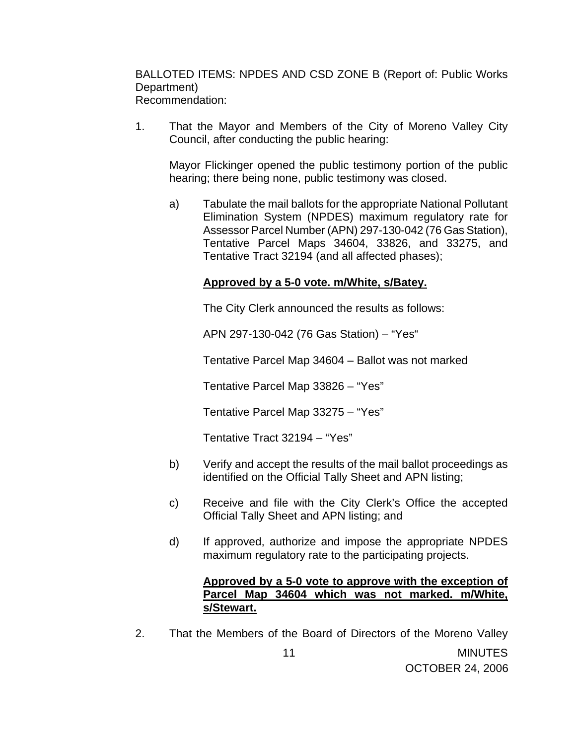BALLOTED ITEMS: NPDES AND CSD ZONE B (Report of: Public Works Department)
Recommendation:

1. That the Mayor and Members of the City of Moreno Valley City Council, after conducting the public hearing:

   Mayor Flickinger opened the public testimony portion of the public hearing; there being none, public testimony was closed.

   a) Tabulate the mail ballots for the appropriate National Pollutant Elimination System (NPDES) maximum regulatory rate for Assessor Parcel Number (APN) 297-130-042 (76 Gas Station), Tentative Parcel Maps 34604, 33826, and 33275, and Tentative Tract 32194 (and all affected phases);

      **Approved by a 5-0 vote. m/White, s/Batey.**

      The City Clerk announced the results as follows:

      APN 297-130-042 (76 Gas Station) – "Yes"

      Tentative Parcel Map 34604 – Ballot was not marked

      Tentative Parcel Map 33826 – "Yes"

      Tentative Parcel Map 33275 – "Yes"

      Tentative Tract 32194 – "Yes"

   b) Verify and accept the results of the mail ballot proceedings as identified on the Official Tally Sheet and APN listing;

   c) Receive and file with the City Clerk's Office the accepted Official Tally Sheet and APN listing; and

   d) If approved, authorize and impose the appropriate NPDES maximum regulatory rate to the participating projects.

      **Approved by a 5-0 vote to approve with the exception of Parcel Map 34604 which was not marked. m/White, s/Stewart.**

2. That the Members of the Board of Directors of the Moreno Valley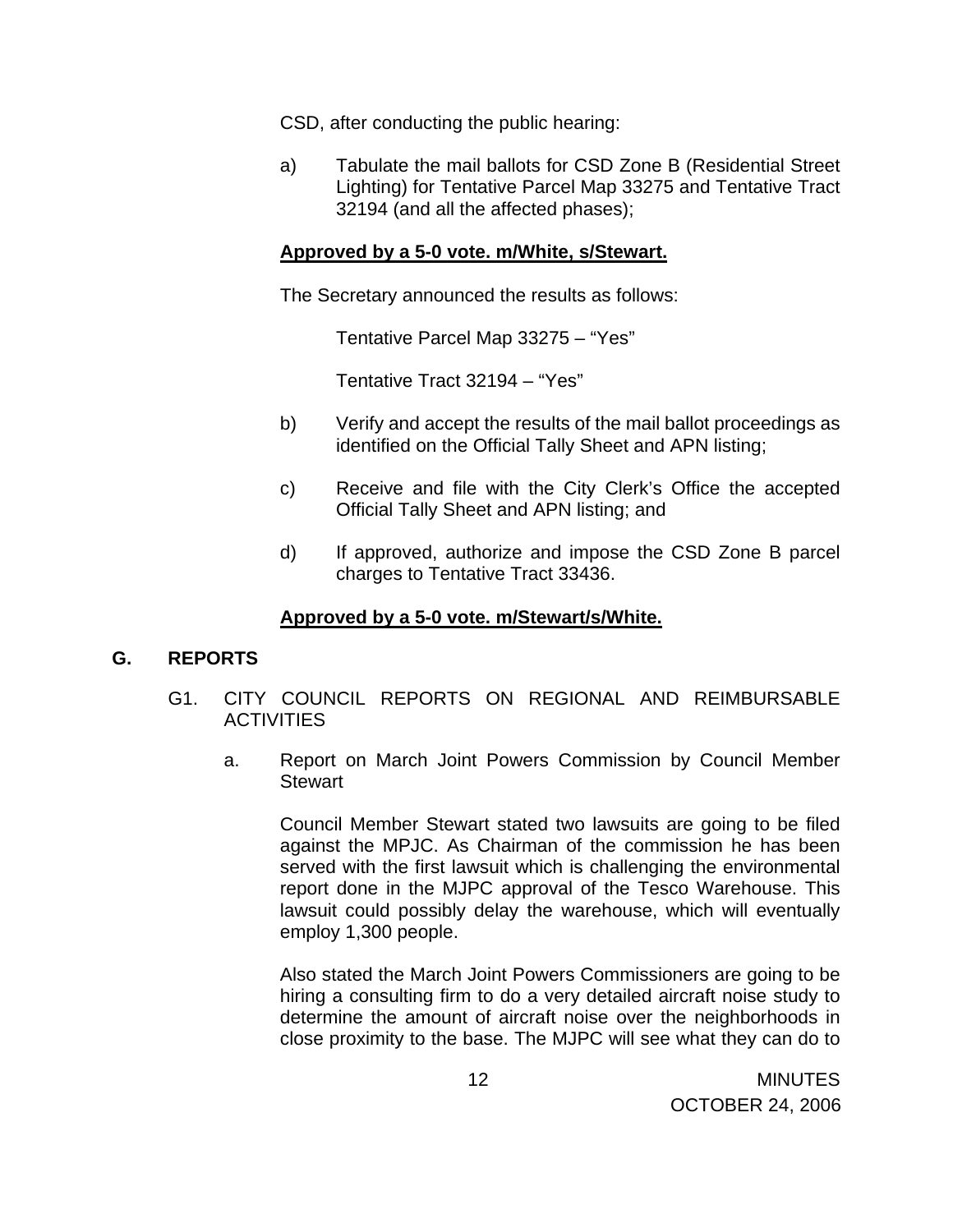CSD, after conducting the public hearing:

a) Tabulate the mail ballots for CSD Zone B (Residential Street Lighting) for Tentative Parcel Map 33275 and Tentative Tract 32194 (and all the affected phases);

**Approved by a 5-0 vote. m/White, s/Stewart.**

The Secretary announced the results as follows:

Tentative Parcel Map 33275 – "Yes"

Tentative Tract 32194 – "Yes"

b) Verify and accept the results of the mail ballot proceedings as identified on the Official Tally Sheet and APN listing;

c) Receive and file with the City Clerk's Office the accepted Official Tally Sheet and APN listing; and

d) If approved, authorize and impose the CSD Zone B parcel charges to Tentative Tract 33436.

**Approved by a 5-0 vote. m/Stewart/s/White.**

## G. REPORTS

G1. CITY COUNCIL REPORTS ON REGIONAL AND REIMBURSABLE ACTIVITIES

a. Report on March Joint Powers Commission by Council Member Stewart

Council Member Stewart stated two lawsuits are going to be filed against the MPJC. As Chairman of the commission he has been served with the first lawsuit which is challenging the environmental report done in the MJPC approval of the Tesco Warehouse. This lawsuit could possibly delay the warehouse, which will eventually employ 1,300 people.

Also stated the March Joint Powers Commissioners are going to be hiring a consulting firm to do a very detailed aircraft noise study to determine the amount of aircraft noise over the neighborhoods in close proximity to the base. The MJPC will see what they can do to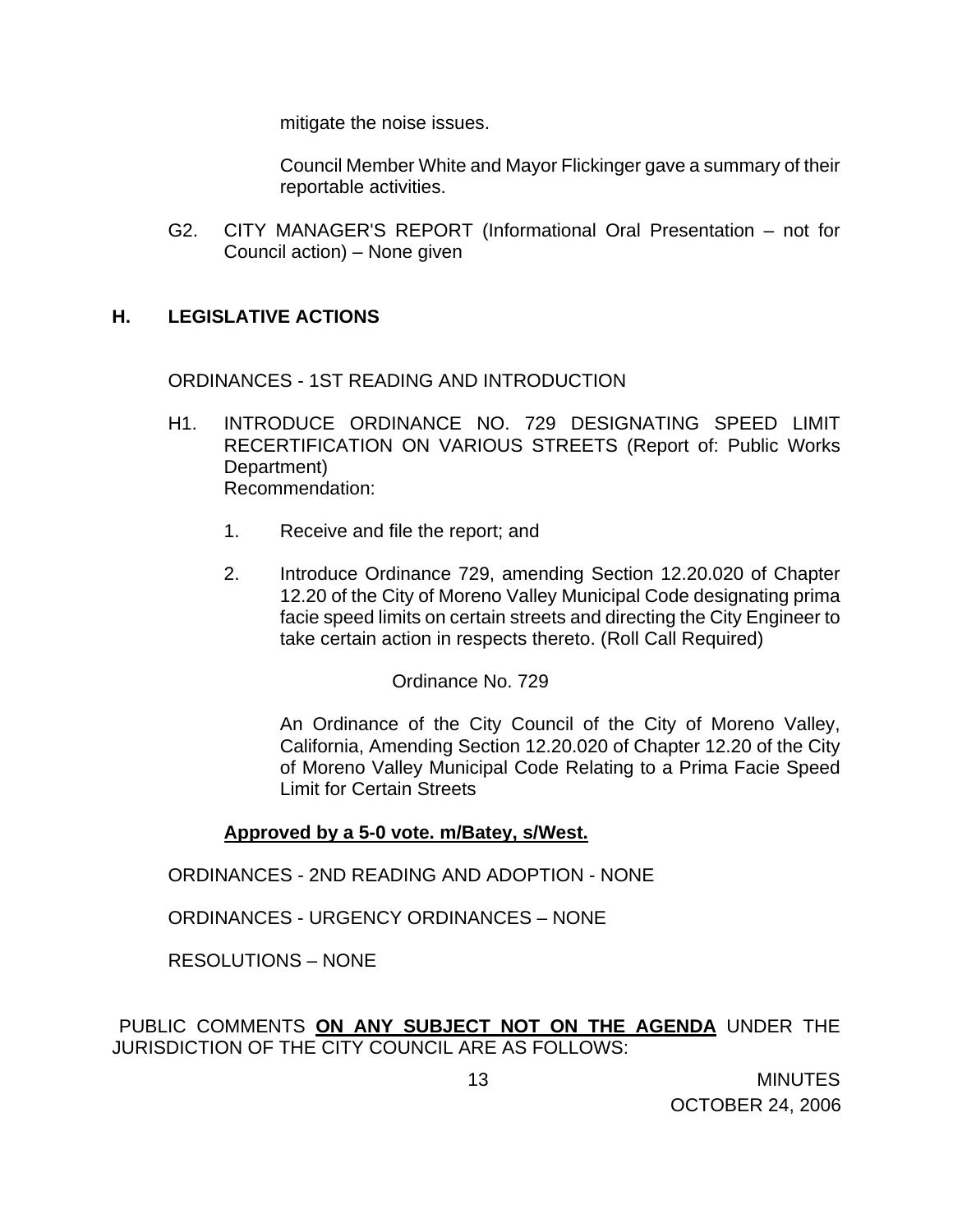mitigate the noise issues.

Council Member White and Mayor Flickinger gave a summary of their reportable activities.

G2. CITY MANAGER'S REPORT (Informational Oral Presentation – not for Council action) – None given

## H. LEGISLATIVE ACTIONS

ORDINANCES - 1ST READING AND INTRODUCTION

H1. INTRODUCE ORDINANCE NO. 729 DESIGNATING SPEED LIMIT RECERTIFICATION ON VARIOUS STREETS (Report of: Public Works Department)
Recommendation:

1. Receive and file the report; and

2. Introduce Ordinance 729, amending Section 12.20.020 of Chapter 12.20 of the City of Moreno Valley Municipal Code designating prima facie speed limits on certain streets and directing the City Engineer to take certain action in respects thereto. (Roll Call Required)

Ordinance No. 729

An Ordinance of the City Council of the City of Moreno Valley, California, Amending Section 12.20.020 of Chapter 12.20 of the City of Moreno Valley Municipal Code Relating to a Prima Facie Speed Limit for Certain Streets

**Approved by a 5-0 vote. m/Batey, s/West.**

ORDINANCES - 2ND READING AND ADOPTION - NONE

ORDINANCES - URGENCY ORDINANCES – NONE

RESOLUTIONS – NONE

PUBLIC COMMENTS **ON ANY SUBJECT NOT ON THE AGENDA** UNDER THE JURISDICTION OF THE CITY COUNCIL ARE AS FOLLOWS: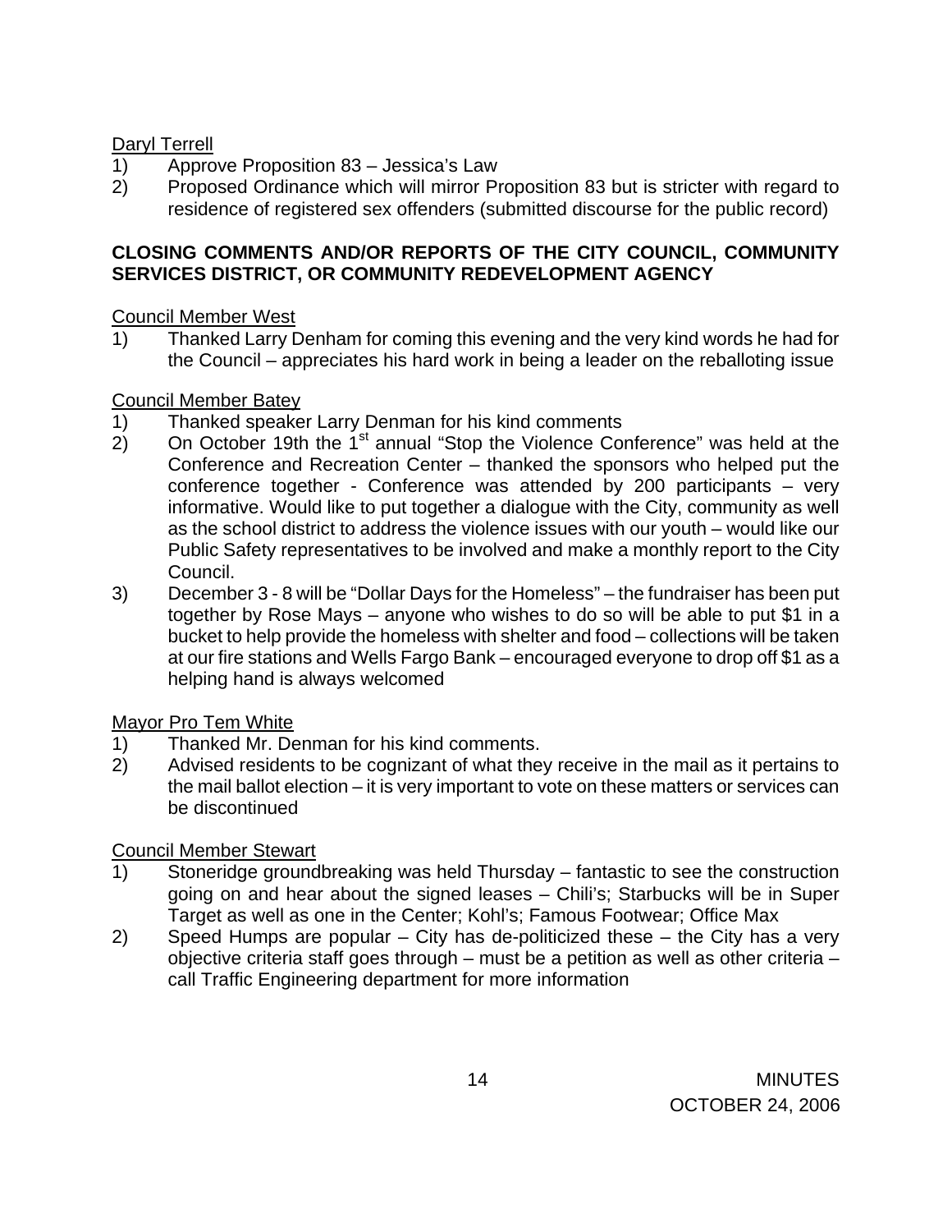Daryl Terrell

1) Approve Proposition 83 – Jessica's Law
2) Proposed Ordinance which will mirror Proposition 83 but is stricter with regard to residence of registered sex offenders (submitted discourse for the public record)

**CLOSING COMMENTS AND/OR REPORTS OF THE CITY COUNCIL, COMMUNITY SERVICES DISTRICT, OR COMMUNITY REDEVELOPMENT AGENCY**

Council Member West

1) Thanked Larry Denham for coming this evening and the very kind words he had for the Council – appreciates his hard work in being a leader on the reballoting issue

Council Member Batey

1) Thanked speaker Larry Denman for his kind comments
2) On October 19th the 1st annual "Stop the Violence Conference" was held at the Conference and Recreation Center – thanked the sponsors who helped put the conference together - Conference was attended by 200 participants – very informative. Would like to put together a dialogue with the City, community as well as the school district to address the violence issues with our youth – would like our Public Safety representatives to be involved and make a monthly report to the City Council.
3) December 3 - 8 will be "Dollar Days for the Homeless" – the fundraiser has been put together by Rose Mays – anyone who wishes to do so will be able to put $1 in a bucket to help provide the homeless with shelter and food – collections will be taken at our fire stations and Wells Fargo Bank – encouraged everyone to drop off $1 as a helping hand is always welcomed

Mayor Pro Tem White

1) Thanked Mr. Denman for his kind comments.
2) Advised residents to be cognizant of what they receive in the mail as it pertains to the mail ballot election – it is very important to vote on these matters or services can be discontinued

Council Member Stewart

1) Stoneridge groundbreaking was held Thursday – fantastic to see the construction going on and hear about the signed leases – Chili's; Starbucks will be in Super Target as well as one in the Center; Kohl's; Famous Footwear; Office Max
2) Speed Humps are popular – City has de-politicized these – the City has a very objective criteria staff goes through – must be a petition as well as other criteria – call Traffic Engineering department for more information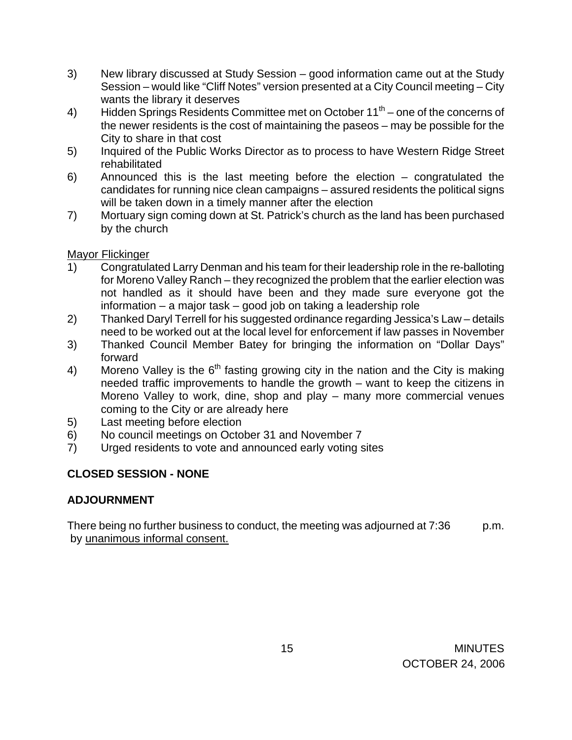3) New library discussed at Study Session – good information came out at the Study Session – would like "Cliff Notes" version presented at a City Council meeting – City wants the library it deserves
4) Hidden Springs Residents Committee met on October 11th – one of the concerns of the newer residents is the cost of maintaining the paseos – may be possible for the City to share in that cost
5) Inquired of the Public Works Director as to process to have Western Ridge Street rehabilitated
6) Announced this is the last meeting before the election – congratulated the candidates for running nice clean campaigns – assured residents the political signs will be taken down in a timely manner after the election
7) Mortuary sign coming down at St. Patrick's church as the land has been purchased by the church

Mayor Flickinger

1) Congratulated Larry Denman and his team for their leadership role in the re-balloting for Moreno Valley Ranch – they recognized the problem that the earlier election was not handled as it should have been and they made sure everyone got the information – a major task – good job on taking a leadership role
2) Thanked Daryl Terrell for his suggested ordinance regarding Jessica's Law – details need to be worked out at the local level for enforcement if law passes in November
3) Thanked Council Member Batey for bringing the information on "Dollar Days" forward
4) Moreno Valley is the 6th fasting growing city in the nation and the City is making needed traffic improvements to handle the growth – want to keep the citizens in Moreno Valley to work, dine, shop and play – many more commercial venues coming to the City or are already here
5) Last meeting before election
6) No council meetings on October 31 and November 7
7) Urged residents to vote and announced early voting sites

**CLOSED SESSION - NONE**

**ADJOURNMENT**

There being no further business to conduct, the meeting was adjourned at 7:36 p.m. by unanimous informal consent.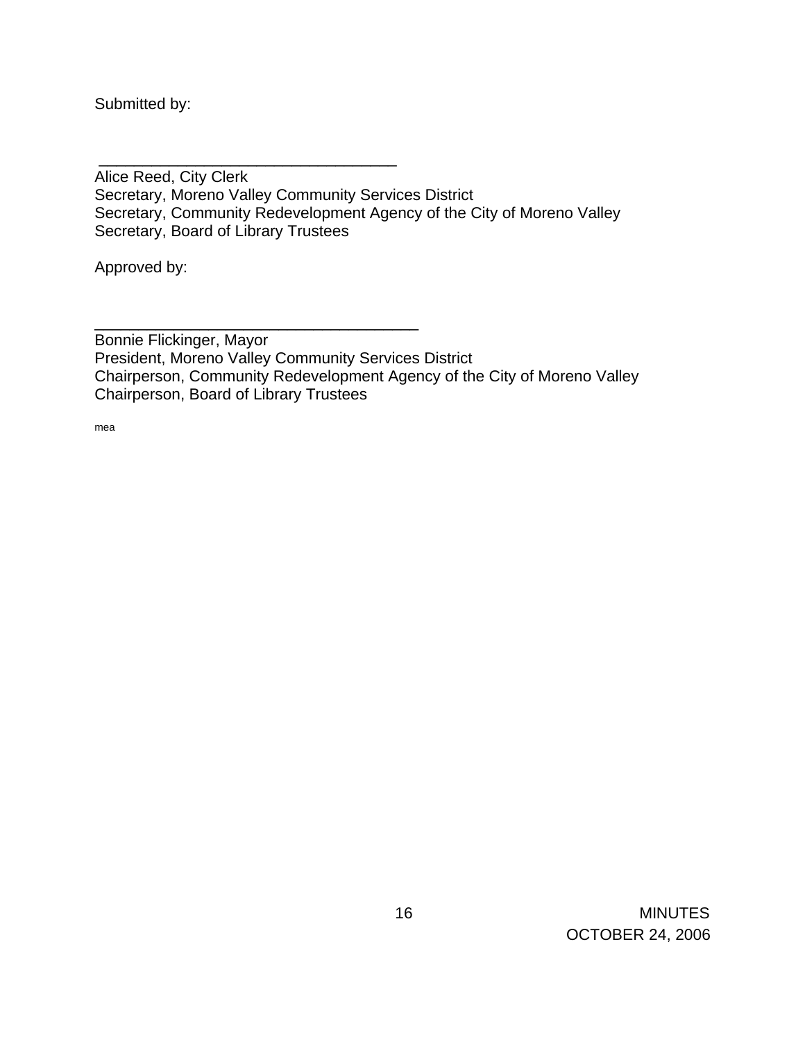Submitted by:

\_\_\_\_\_\_\_\_\_\_\_\_\_\_\_\_\_\_\_\_\_\_\_\_\_\_\_\_\_\_\_\_\_\_\_

Alice Reed, City Clerk
Secretary, Moreno Valley Community Services District
Secretary, Community Redevelopment Agency of the City of Moreno Valley
Secretary, Board of Library Trustees

Approved by:

\_\_\_\_\_\_\_\_\_\_\_\_\_\_\_\_\_\_\_\_\_\_\_\_\_\_\_\_\_\_\_\_\_\_\_\_\_\_

Bonnie Flickinger, Mayor
President, Moreno Valley Community Services District
Chairperson, Community Redevelopment Agency of the City of Moreno Valley
Chairperson, Board of Library Trustees

mea